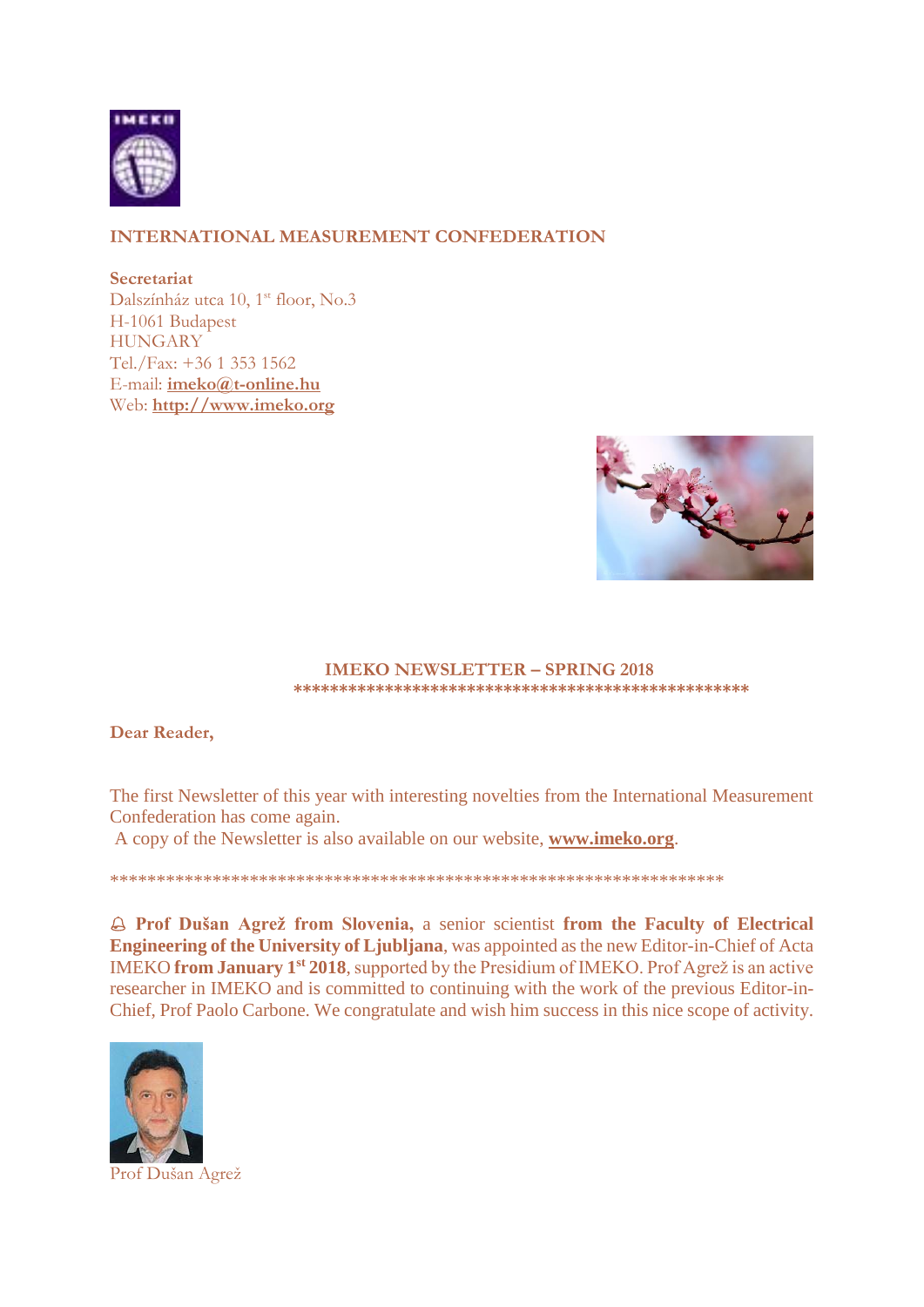**INTERNATIONAL MEASUREMENT CONFEDERATION**

**Secretariat**
Dalszínház utca 10, 1st floor, No.3
H-1061 Budapest
HUNGARY
Tel./Fax: +36 1 353 1562
E-mail: **imeko@t-online.hu**
Web: **http://www.imeko.org**

## IMEKO NEWSLETTER – SPRING 2018

**\*\*\*\*\*\*\*\*\*\*\*\*\*\*\*\*\*\*\*\*\*\*\*\*\*\*\*\*\*\*\*\*\*\*\*\*\*\*\*\*\*\*\*\*\*\*\*\*\*\***

**Dear Reader,**

The first Newsletter of this year with interesting novelties from the International Measurement Confederation has come again.
A copy of the Newsletter is also available on our website, **www.imeko.org**.

\*\*\*\*\*\*\*\*\*\*\*\*\*\*\*\*\*\*\*\*\*\*\*\*\*\*\*\*\*\*\*\*\*\*\*\*\*\*\*\*\*\*\*\*\*\*\*\*\*\*\*\*\*\*\*\*\*\*\*\*\*\*\*\*\*\*\*\*

**Prof Dušan Agrež from Slovenia,** a senior scientist **from the Faculty of Electrical Engineering of the University of Ljubljana**, was appointed as the new Editor-in-Chief of Acta IMEKO **from January 1st 2018**, supported by the Presidium of IMEKO. Prof Agrež is an active researcher in IMEKO and is committed to continuing with the work of the previous Editor-in-Chief, Prof Paolo Carbone. We congratulate and wish him success in this nice scope of activity.

Prof Dušan Agrež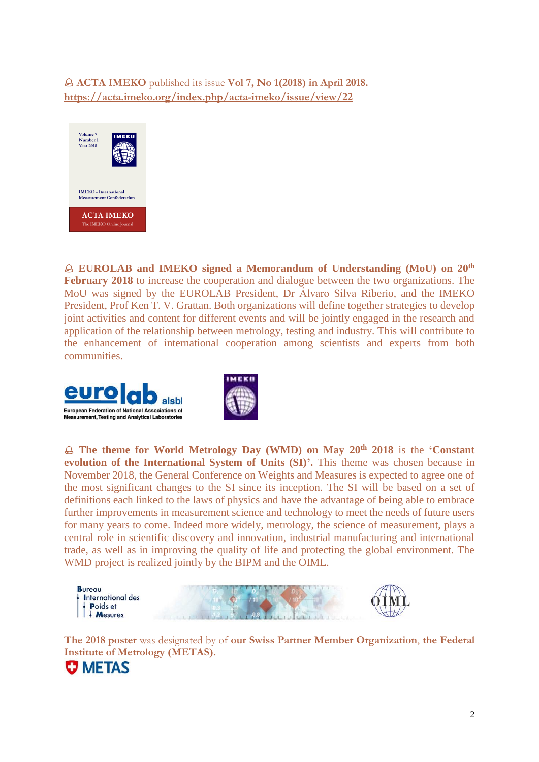🔔 **ACTA IMEKO** published its issue **Vol 7, No 1(2018) in April 2018.**
https://acta.imeko.org/index.php/acta-imeko/issue/view/22

🔔 **EUROLAB and IMEKO signed a Memorandum of Understanding (MoU) on 20th February 2018** to increase the cooperation and dialogue between the two organizations. The MoU was signed by the EUROLAB President, Dr Álvaro Silva Riberio, and the IMEKO President, Prof Ken T. V. Grattan. Both organizations will define together strategies to develop joint activities and content for different events and will be jointly engaged in the research and application of the relationship between metrology, testing and industry. This will contribute to the enhancement of international cooperation among scientists and experts from both communities.

🔔 **The theme for World Metrology Day (WMD) on May 20th 2018** is the **'Constant evolution of the International System of Units (SI)'.** This theme was chosen because in November 2018, the General Conference on Weights and Measures is expected to agree one of the most significant changes to the SI since its inception. The SI will be based on a set of definitions each linked to the laws of physics and have the advantage of being able to embrace further improvements in measurement science and technology to meet the needs of future users for many years to come. Indeed more widely, metrology, the science of measurement, plays a central role in scientific discovery and innovation, industrial manufacturing and international trade, as well as in improving the quality of life and protecting the global environment. The WMD project is realized jointly by the BIPM and the OIML.

**The 2018 poster** was designated by of **our Swiss Partner Member Organization**, **the Federal Institute of Metrology (METAS).**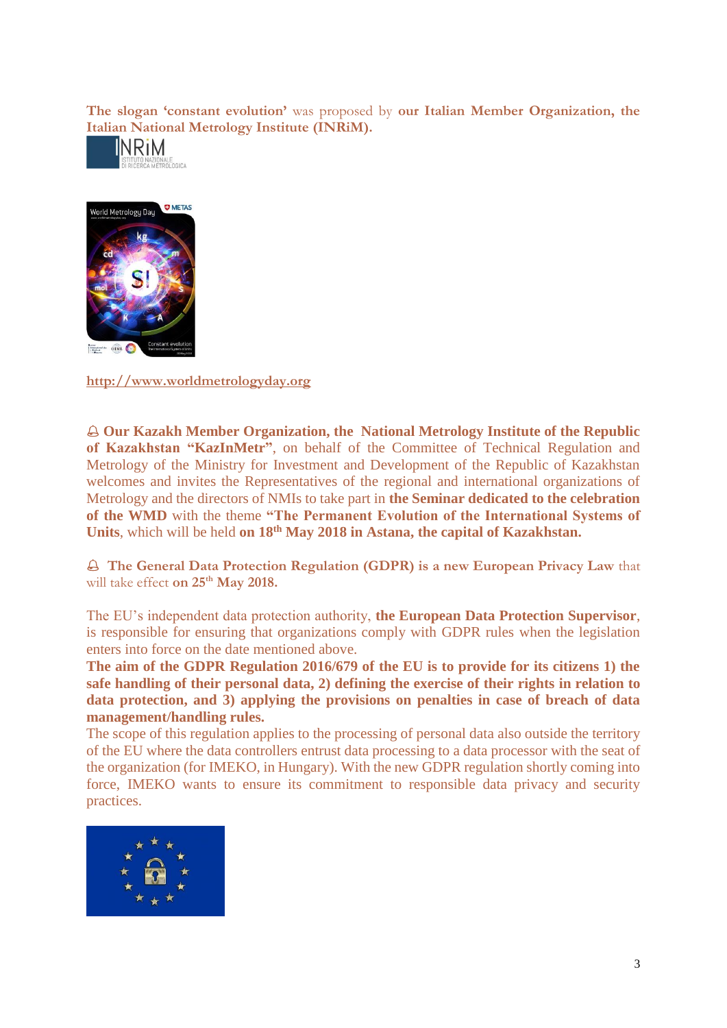**The slogan 'constant evolution'** was proposed by **our Italian Member Organization, the Italian National Metrology Institute (INRiM).**

http://www.worldmetrologyday.org

🔔 **Our Kazakh Member Organization, the National Metrology Institute of the Republic of Kazakhstan "KazInMetr"**, on behalf of the Committee of Technical Regulation and Metrology of the Ministry for Investment and Development of the Republic of Kazakhstan welcomes and invites the Representatives of the regional and international organizations of Metrology and the directors of NMIs to take part in **the Seminar dedicated to the celebration of the WMD** with the theme **"The Permanent Evolution of the International Systems of Units**, which will be held **on 18th May 2018 in Astana, the capital of Kazakhstan.**

🔔 **The General Data Protection Regulation (GDPR) is a new European Privacy Law** that will take effect **on 25th May 2018.**

The EU's independent data protection authority, **the European Data Protection Supervisor**, is responsible for ensuring that organizations comply with GDPR rules when the legislation enters into force on the date mentioned above.

**The aim of the GDPR Regulation 2016/679 of the EU is to provide for its citizens 1) the safe handling of their personal data, 2) defining the exercise of their rights in relation to data protection, and 3) applying the provisions on penalties in case of breach of data management/handling rules.**

The scope of this regulation applies to the processing of personal data also outside the territory of the EU where the data controllers entrust data processing to a data processor with the seat of the organization (for IMEKO, in Hungary). With the new GDPR regulation shortly coming into force, IMEKO wants to ensure its commitment to responsible data privacy and security practices.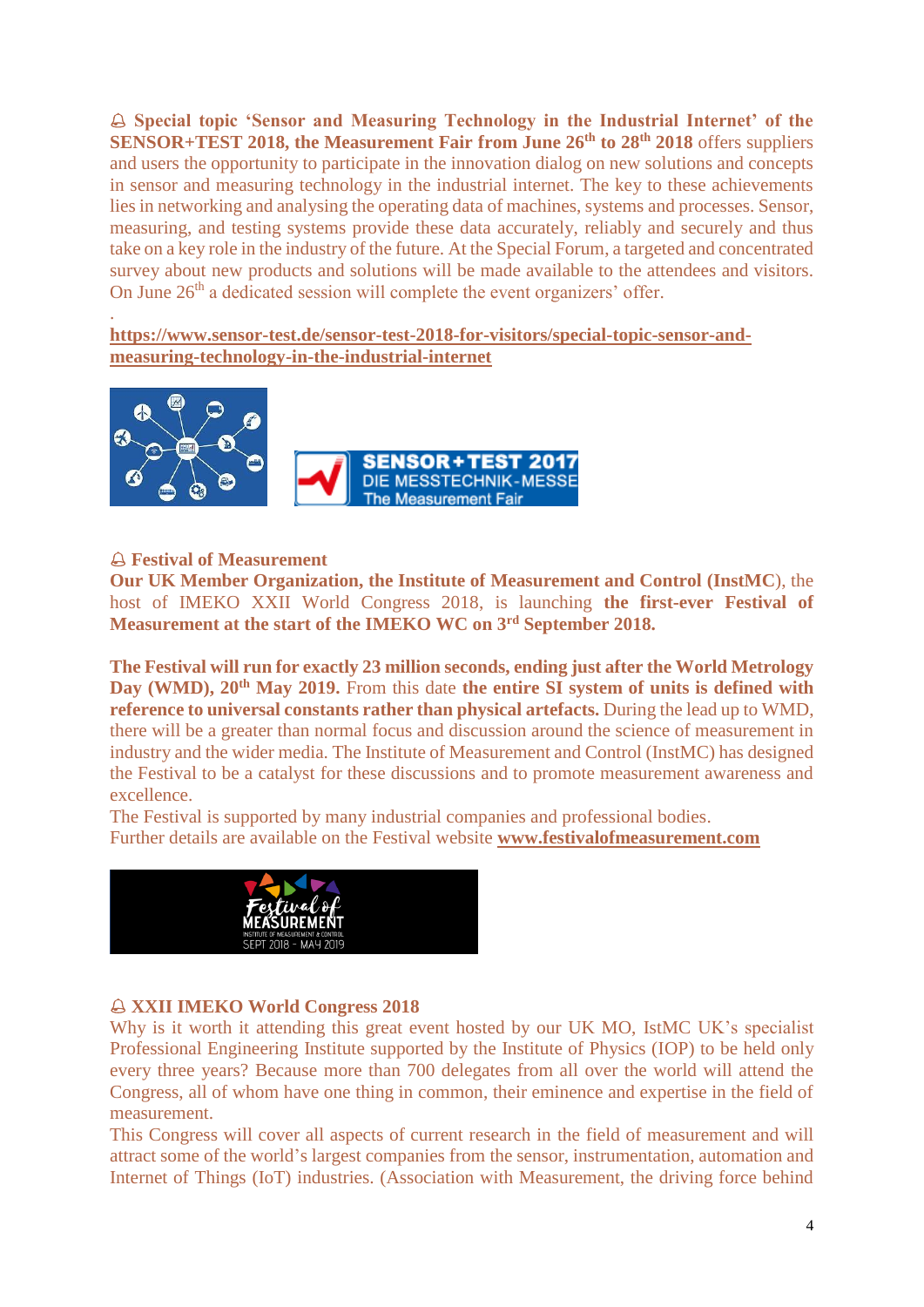🔔 **Special topic 'Sensor and Measuring Technology in the Industrial Internet' of the SENSOR+TEST 2018, the Measurement Fair from June 26th to 28th 2018** offers suppliers and users the opportunity to participate in the innovation dialog on new solutions and concepts in sensor and measuring technology in the industrial internet. The key to these achievements lies in networking and analysing the operating data of machines, systems and processes. Sensor, measuring, and testing systems provide these data accurately, reliably and securely and thus take on a key role in the industry of the future. At the Special Forum, a targeted and concentrated survey about new products and solutions will be made available to the attendees and visitors. On June 26th a dedicated session will complete the event organizers' offer.

.

**https://www.sensor-test.de/sensor-test-2018-for-visitors/special-topic-sensor-and-measuring-technology-in-the-industrial-internet**

🔔 **Festival of Measurement**

**Our UK Member Organization, the Institute of Measurement and Control (InstMC)**, the host of IMEKO XXII World Congress 2018, is launching **the first-ever Festival of Measurement at the start of the IMEKO WC on 3rd September 2018.**

**The Festival will run for exactly 23 million seconds, ending just after the World Metrology Day (WMD), 20th May 2019.** From this date **the entire SI system of units is defined with reference to universal constants rather than physical artefacts.** During the lead up to WMD, there will be a greater than normal focus and discussion around the science of measurement in industry and the wider media. The Institute of Measurement and Control (InstMC) has designed the Festival to be a catalyst for these discussions and to promote measurement awareness and excellence.

The Festival is supported by many industrial companies and professional bodies.

Further details are available on the Festival website **www.festivalofmeasurement.com**

🔔 **XXII IMEKO World Congress 2018**

Why is it worth it attending this great event hosted by our UK MO, IstMC UK's specialist Professional Engineering Institute supported by the Institute of Physics (IOP) to be held only every three years? Because more than 700 delegates from all over the world will attend the Congress, all of whom have one thing in common, their eminence and expertise in the field of measurement.

This Congress will cover all aspects of current research in the field of measurement and will attract some of the world's largest companies from the sensor, instrumentation, automation and Internet of Things (IoT) industries. (Association with Measurement, the driving force behind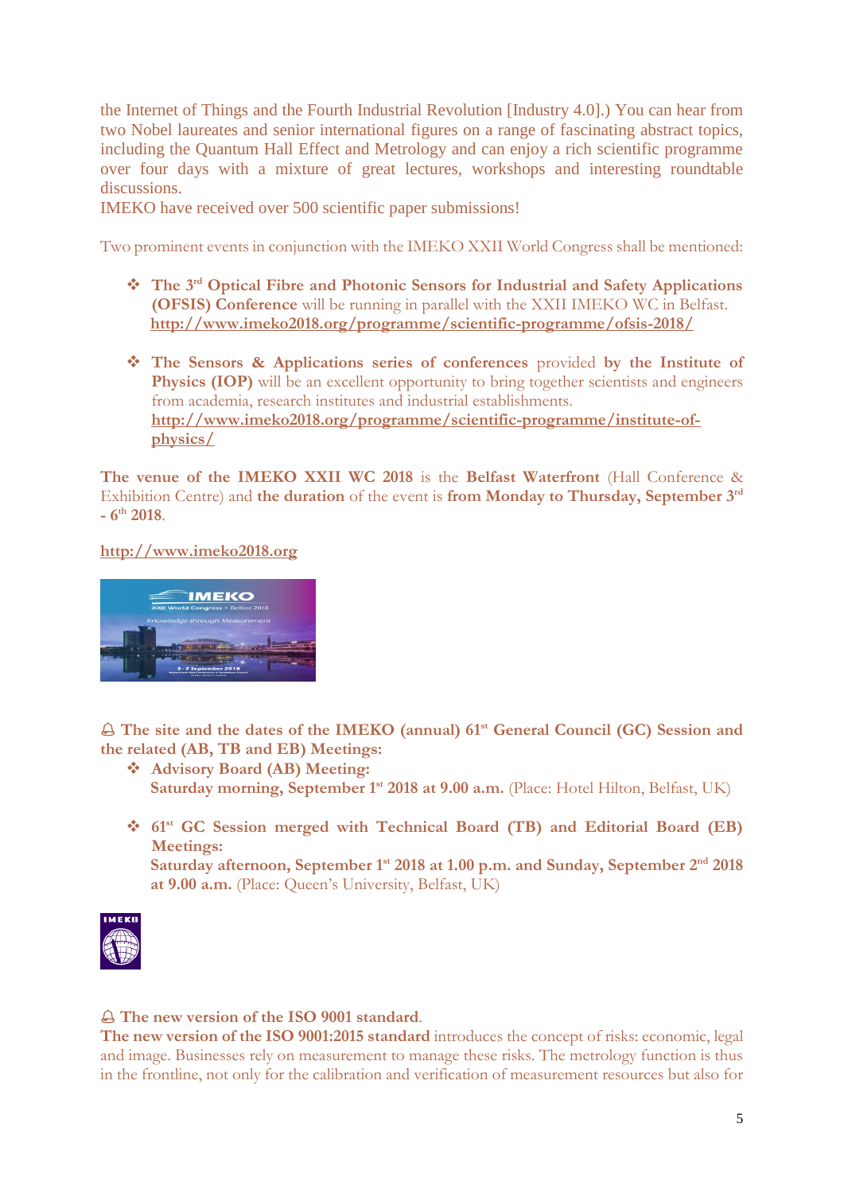the Internet of Things and the Fourth Industrial Revolution [Industry 4.0].) You can hear from two Nobel laureates and senior international figures on a range of fascinating abstract topics, including the Quantum Hall Effect and Metrology and can enjoy a rich scientific programme over four days with a mixture of great lectures, workshops and interesting roundtable discussions.
IMEKO have received over 500 scientific paper submissions!

Two prominent events in conjunction with the IMEKO XXII World Congress shall be mentioned:

- **The 3rd Optical Fibre and Photonic Sensors for Industrial and Safety Applications (OFSIS) Conference** will be running in parallel with the XXII IMEKO WC in Belfast.
  **http://www.imeko2018.org/programme/scientific-programme/ofsis-2018/**

- **The Sensors & Applications series of conferences** provided **by the Institute of Physics (IOP)** will be an excellent opportunity to bring together scientists and engineers from academia, research institutes and industrial establishments.
  **http://www.imeko2018.org/programme/scientific-programme/institute-of-physics/**

**The venue of the IMEKO XXII WC 2018** is the **Belfast Waterfront** (Hall Conference & Exhibition Centre) and **the duration** of the event is **from Monday to Thursday, September 3rd - 6th 2018**.

**http://www.imeko2018.org**

🔔 **The site and the dates of the IMEKO (annual) 61st General Council (GC) Session and the related (AB, TB and EB) Meetings:**

- **Advisory Board (AB) Meeting:**
  **Saturday morning, September 1st 2018 at 9.00 a.m.** (Place: Hotel Hilton, Belfast, UK)

- **61st GC Session merged with Technical Board (TB) and Editorial Board (EB) Meetings:**
  **Saturday afternoon, September 1st 2018 at 1.00 p.m. and Sunday, September 2nd 2018 at 9.00 a.m.** (Place: Queen's University, Belfast, UK)

🔔 **The new version of the ISO 9001 standard**.
**The new version of the ISO 9001:2015 standard** introduces the concept of risks: economic, legal and image. Businesses rely on measurement to manage these risks. The metrology function is thus in the frontline, not only for the calibration and verification of measurement resources but also for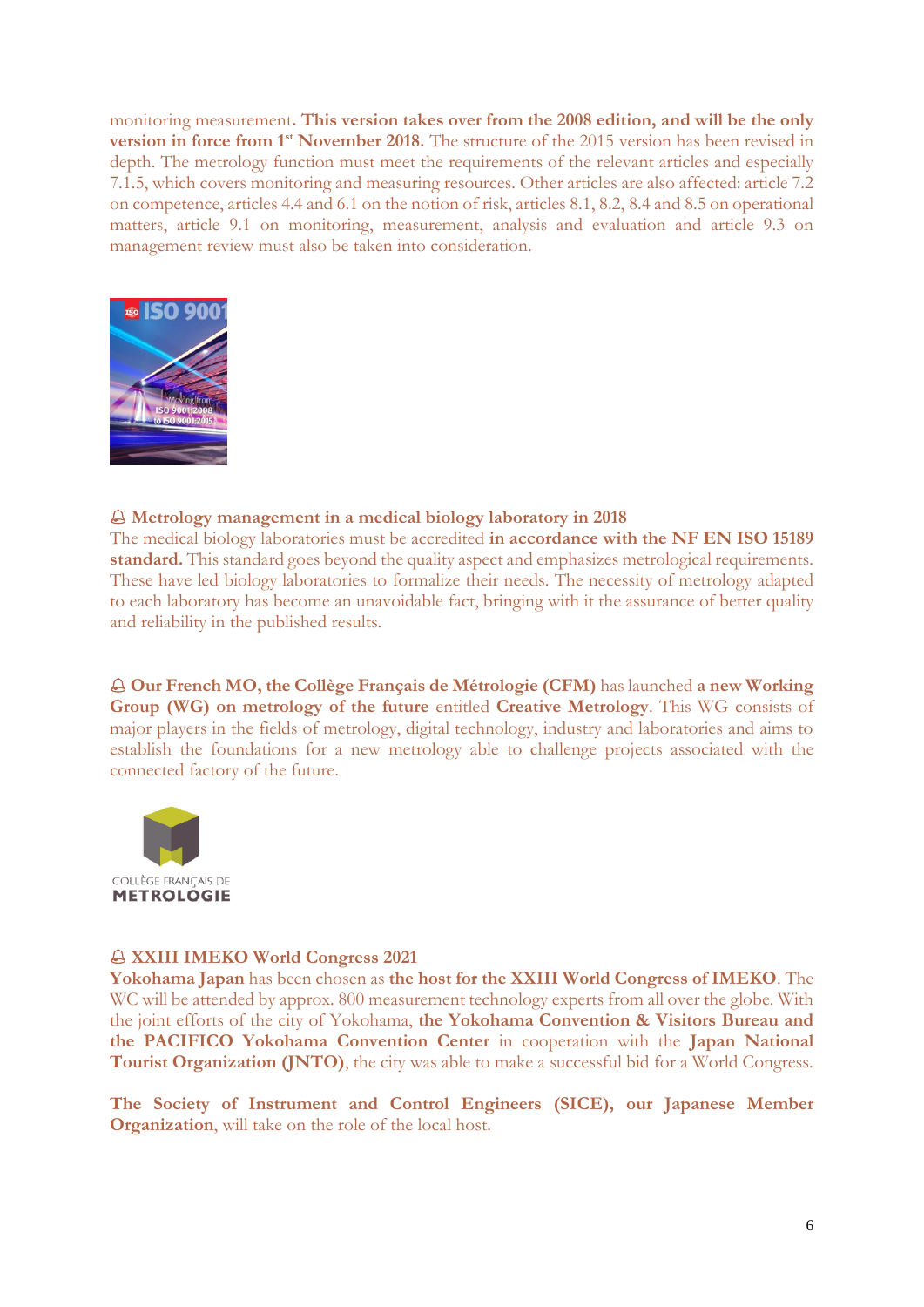monitoring measurement**. This version takes over from the 2008 edition, and will be the only version in force from 1st November 2018.** The structure of the 2015 version has been revised in depth. The metrology function must meet the requirements of the relevant articles and especially 7.1.5, which covers monitoring and measuring resources. Other articles are also affected: article 7.2 on competence, articles 4.4 and 6.1 on the notion of risk, articles 8.1, 8.2, 8.4 and 8.5 on operational matters, article 9.1 on monitoring, measurement, analysis and evaluation and article 9.3 on management review must also be taken into consideration.

🔔 **Metrology management in a medical biology laboratory in 2018**

The medical biology laboratories must be accredited **in accordance with the NF EN ISO 15189 standard.** This standard goes beyond the quality aspect and emphasizes metrological requirements. These have led biology laboratories to formalize their needs. The necessity of metrology adapted to each laboratory has become an unavoidable fact, bringing with it the assurance of better quality and reliability in the published results.

🔔 **Our French MO, the Collège Français de Métrologie (CFM)** has launched **a new Working Group (WG) on metrology of the future** entitled **Creative Metrology**. This WG consists of major players in the fields of metrology, digital technology, industry and laboratories and aims to establish the foundations for a new metrology able to challenge projects associated with the connected factory of the future.

🔔 **XXIII IMEKO World Congress 2021**

**Yokohama Japan** has been chosen as **the host for the XXIII World Congress of IMEKO**. The WC will be attended by approx. 800 measurement technology experts from all over the globe. With the joint efforts of the city of Yokohama, **the Yokohama Convention & Visitors Bureau and the PACIFICO Yokohama Convention Center** in cooperation with the **Japan National Tourist Organization (JNTO)**, the city was able to make a successful bid for a World Congress.

**The Society of Instrument and Control Engineers (SICE), our Japanese Member Organization**, will take on the role of the local host.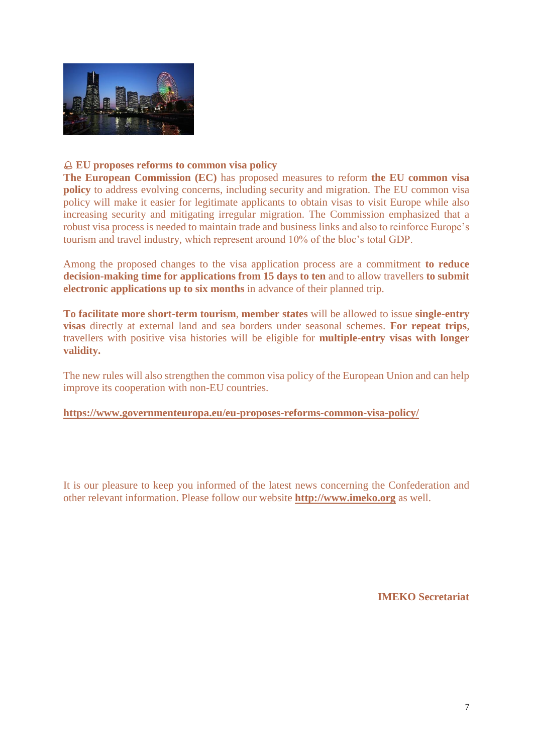🔔 **EU proposes reforms to common visa policy**

**The European Commission (EC)** has proposed measures to reform **the EU common visa policy** to address evolving concerns, including security and migration. The EU common visa policy will make it easier for legitimate applicants to obtain visas to visit Europe while also increasing security and mitigating irregular migration. The Commission emphasized that a robust visa process is needed to maintain trade and business links and also to reinforce Europe's tourism and travel industry, which represent around 10% of the bloc's total GDP.

Among the proposed changes to the visa application process are a commitment **to reduce decision-making time for applications from 15 days to ten** and to allow travellers **to submit electronic applications up to six months** in advance of their planned trip.

**To facilitate more short-term tourism**, **member states** will be allowed to issue **single-entry visas** directly at external land and sea borders under seasonal schemes. **For repeat trips**, travellers with positive visa histories will be eligible for **multiple-entry visas with longer validity.**

The new rules will also strengthen the common visa policy of the European Union and can help improve its cooperation with non-EU countries.

**https://www.governmenteuropa.eu/eu-proposes-reforms-common-visa-policy/**

It is our pleasure to keep you informed of the latest news concerning the Confederation and other relevant information. Please follow our website **http://www.imeko.org** as well.

**IMEKO Secretariat**